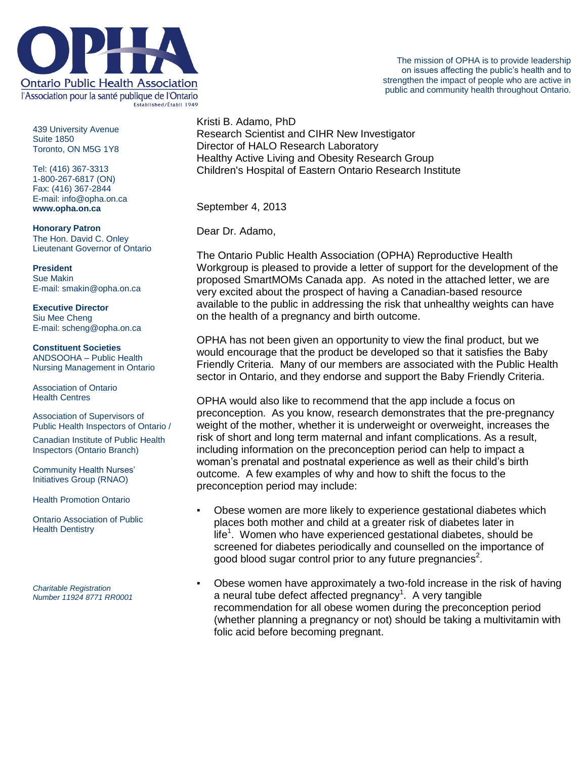**Ontario Public Health Association**
l'Association pour la santé publique de l'Ontario
Established/Établi 1949

The mission of OPHA is to provide leadership on issues affecting the public's health and to strengthen the impact of people who are active in public and community health throughout Ontario.

439 University Avenue
Suite 1850
Toronto, ON M5G 1Y8

Tel: (416) 367-3313
1-800-267-6817 (ON)
Fax: (416) 367-2844
E-mail: info@opha.on.ca
**www.opha.on.ca**

**Honorary Patron**
The Hon. David C. Onley
Lieutenant Governor of Ontario

**President**
Sue Makin
E-mail: smakin@opha.on.ca

**Executive Director**
Siu Mee Cheng
E-mail: scheng@opha.on.ca

**Constituent Societies**
ANDSOOHA – Public Health Nursing Management in Ontario

Association of Ontario Health Centres

Association of Supervisors of Public Health Inspectors of Ontario /

Canadian Institute of Public Health Inspectors (Ontario Branch)

Community Health Nurses' Initiatives Group (RNAO)

Health Promotion Ontario

Ontario Association of Public Health Dentistry

*Charitable Registration Number 11924 8771 RR0001*

Kristi B. Adamo, PhD
Research Scientist and CIHR New Investigator
Director of HALO Research Laboratory
Healthy Active Living and Obesity Research Group
Children's Hospital of Eastern Ontario Research Institute

September 4, 2013

Dear Dr. Adamo,

The Ontario Public Health Association (OPHA) Reproductive Health Workgroup is pleased to provide a letter of support for the development of the proposed SmartMOMs Canada app. As noted in the attached letter, we are very excited about the prospect of having a Canadian-based resource available to the public in addressing the risk that unhealthy weights can have on the health of a pregnancy and birth outcome.

OPHA has not been given an opportunity to view the final product, but we would encourage that the product be developed so that it satisfies the Baby Friendly Criteria. Many of our members are associated with the Public Health sector in Ontario, and they endorse and support the Baby Friendly Criteria.

OPHA would also like to recommend that the app include a focus on preconception. As you know, research demonstrates that the pre-pregnancy weight of the mother, whether it is underweight or overweight, increases the risk of short and long term maternal and infant complications. As a result, including information on the preconception period can help to impact a woman's prenatal and postnatal experience as well as their child's birth outcome. A few examples of why and how to shift the focus to the preconception period may include:

- Obese women are more likely to experience gestational diabetes which places both mother and child at a greater risk of diabetes later in life[1]. Women who have experienced gestational diabetes, should be screened for diabetes periodically and counselled on the importance of good blood sugar control prior to any future pregnancies[2].
- Obese women have approximately a two-fold increase in the risk of having a neural tube defect affected pregnancy[1]. A very tangible recommendation for all obese women during the preconception period (whether planning a pregnancy or not) should be taking a multivitamin with folic acid before becoming pregnant.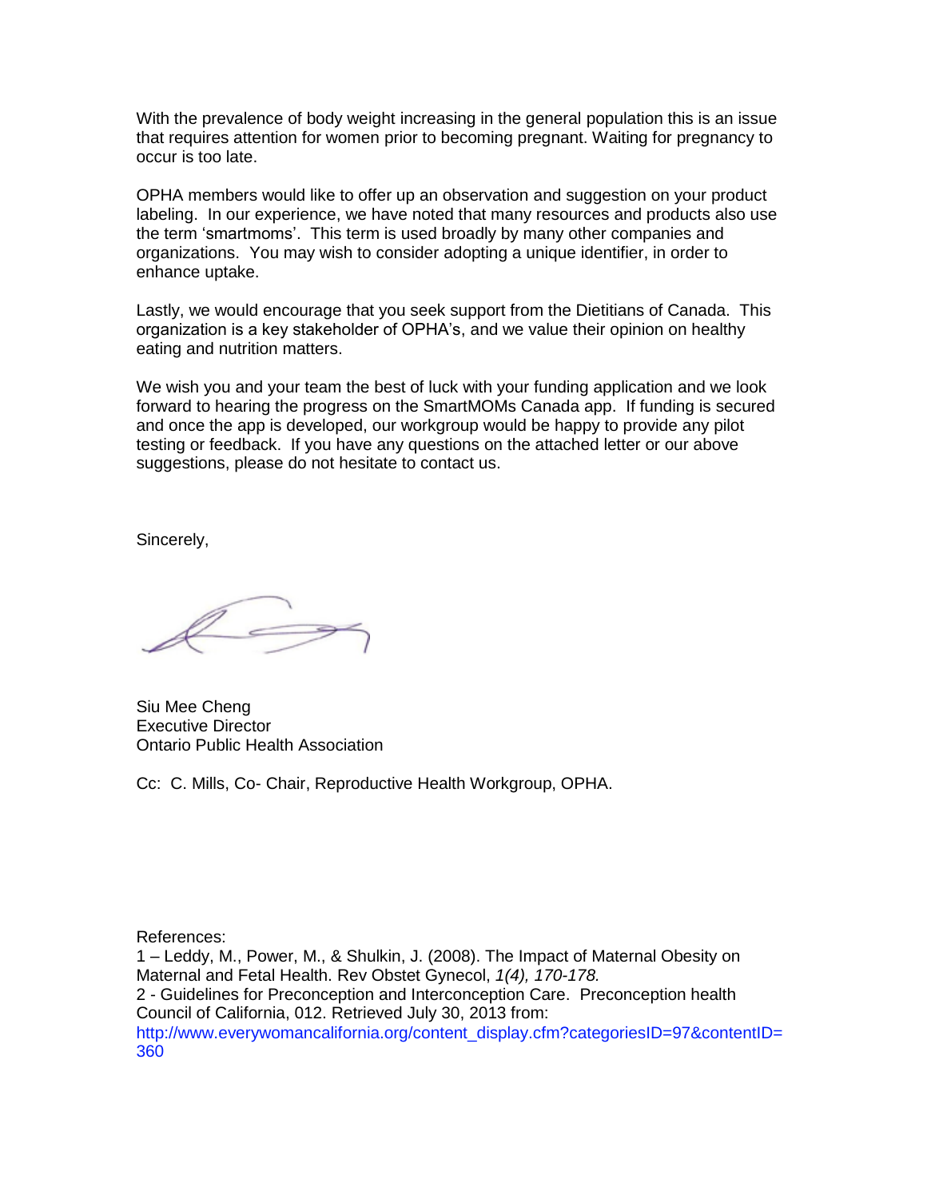With the prevalence of body weight increasing in the general population this is an issue that requires attention for women prior to becoming pregnant. Waiting for pregnancy to occur is too late.

OPHA members would like to offer up an observation and suggestion on your product labeling. In our experience, we have noted that many resources and products also use the term 'smartmoms'. This term is used broadly by many other companies and organizations. You may wish to consider adopting a unique identifier, in order to enhance uptake.

Lastly, we would encourage that you seek support from the Dietitians of Canada. This organization is a key stakeholder of OPHA's, and we value their opinion on healthy eating and nutrition matters.

We wish you and your team the best of luck with your funding application and we look forward to hearing the progress on the SmartMOMs Canada app. If funding is secured and once the app is developed, our workgroup would be happy to provide any pilot testing or feedback. If you have any questions on the attached letter or our above suggestions, please do not hesitate to contact us.

Sincerely,

Siu Mee Cheng
Executive Director
Ontario Public Health Association

Cc: C. Mills, Co- Chair, Reproductive Health Workgroup, OPHA.

References:
1 – Leddy, M., Power, M., & Shulkin, J. (2008). The Impact of Maternal Obesity on Maternal and Fetal Health. Rev Obstet Gynecol, *1(4), 170-178.*
2 - Guidelines for Preconception and Interconception Care. Preconception health Council of California, 012. Retrieved July 30, 2013 from: http://www.everywomancalifornia.org/content_display.cfm?categoriesID=97&contentID=360